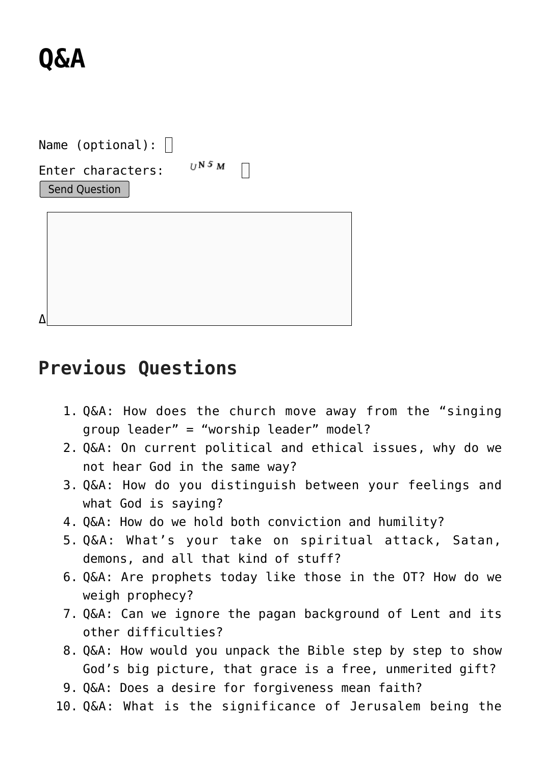# Q&A

Name (optional):

Enter characters: UN5M

Send Question

Δ

## Previous Questions

1. Q&A: How does the church move away from the "singing group leader" = "worship leader" model?
2. Q&A: On current political and ethical issues, why do we not hear God in the same way?
3. Q&A: How do you distinguish between your feelings and what God is saying?
4. Q&A: How do we hold both conviction and humility?
5. Q&A: What's your take on spiritual attack, Satan, demons, and all that kind of stuff?
6. Q&A: Are prophets today like those in the OT? How do we weigh prophecy?
7. Q&A: Can we ignore the pagan background of Lent and its other difficulties?
8. Q&A: How would you unpack the Bible step by step to show God's big picture, that grace is a free, unmerited gift?
9. Q&A: Does a desire for forgiveness mean faith?
10. Q&A: What is the significance of Jerusalem being the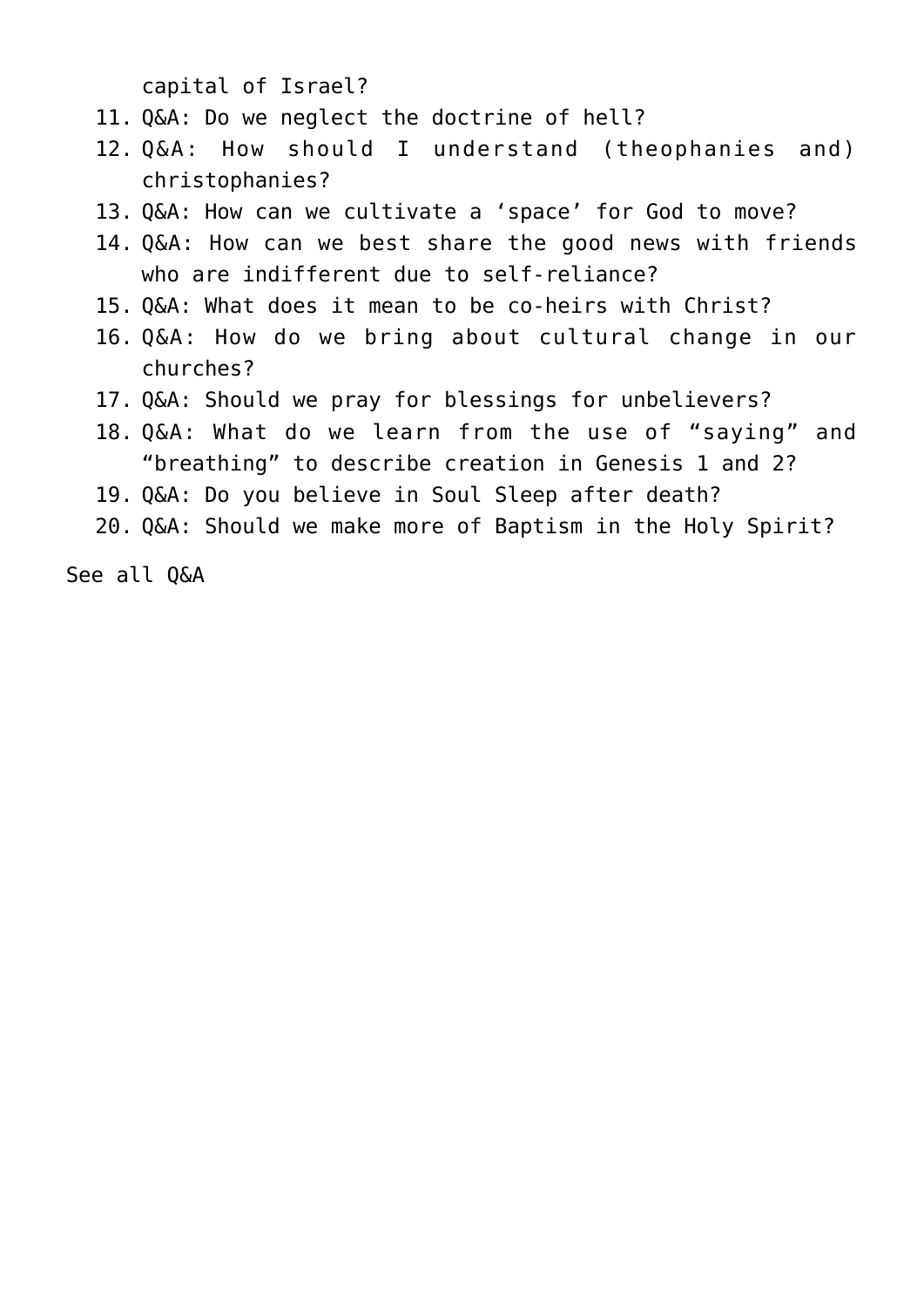capital of Israel?

11. Q&A: Do we neglect the doctrine of hell?
12. Q&A: How should I understand (theophanies and) christophanies?
13. Q&A: How can we cultivate a ‘space’ for God to move?
14. Q&A: How can we best share the good news with friends who are indifferent due to self-reliance?
15. Q&A: What does it mean to be co-heirs with Christ?
16. Q&A: How do we bring about cultural change in our churches?
17. Q&A: Should we pray for blessings for unbelievers?
18. Q&A: What do we learn from the use of “saying” and “breathing” to describe creation in Genesis 1 and 2?
19. Q&A: Do you believe in Soul Sleep after death?
20. Q&A: Should we make more of Baptism in the Holy Spirit?

See all Q&A